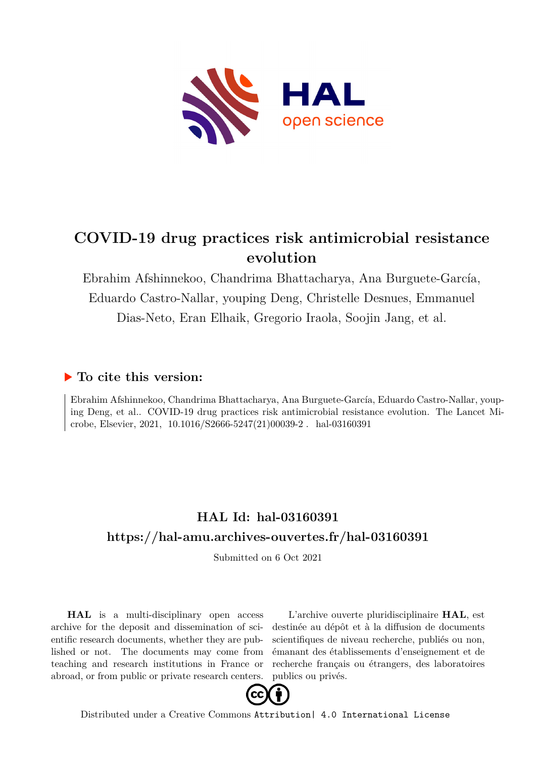# COVID-19 drug practices risk antimicrobial resistance evolution

Ebrahim Afshinnekoo, Chandrima Bhattacharya, Ana Burguete-García, Eduardo Castro-Nallar, youping Deng, Christelle Desnues, Emmanuel Dias-Neto, Eran Elhaik, Gregorio Iraola, Soojin Jang, et al.

## ▶ To cite this version:

Ebrahim Afshinnekoo, Chandrima Bhattacharya, Ana Burguete-García, Eduardo Castro-Nallar, youping Deng, et al.. COVID-19 drug practices risk antimicrobial resistance evolution. The Lancet Microbe, Elsevier, 2021, 10.1016/S2666-5247(21)00039-2 . hal-03160391

## HAL Id: hal-03160391

## https://hal-amu.archives-ouvertes.fr/hal-03160391

Submitted on 6 Oct 2021

**HAL** is a multi-disciplinary open access archive for the deposit and dissemination of scientific research documents, whether they are published or not. The documents may come from teaching and research institutions in France or abroad, or from public or private research centers.

L'archive ouverte pluridisciplinaire **HAL**, est destinée au dépôt et à la diffusion de documents scientifiques de niveau recherche, publiés ou non, émanant des établissements d'enseignement et de recherche français ou étrangers, des laboratoires publics ou privés.

Distributed under a Creative Commons Attribution| 4.0 International License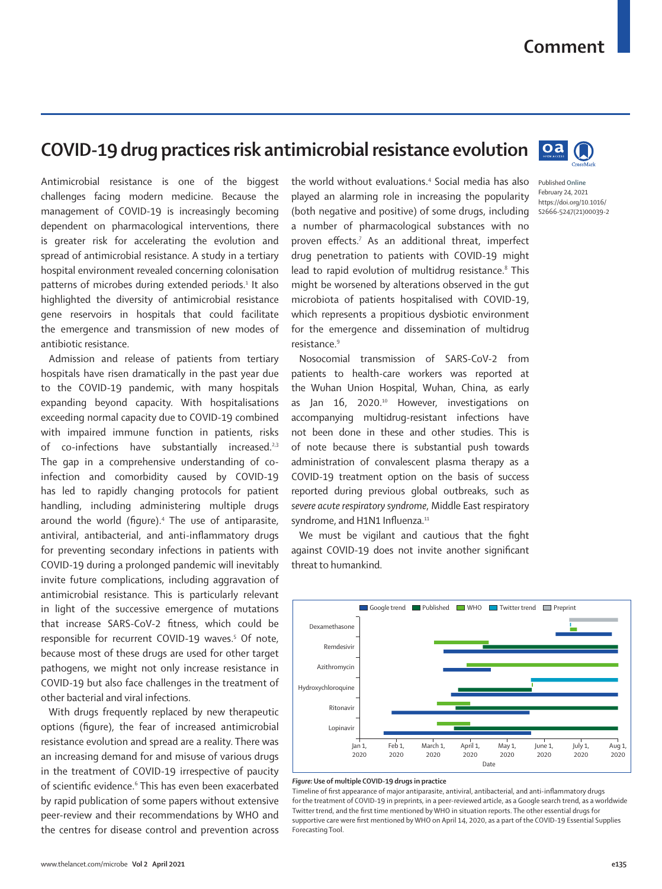# COVID-19 drug practices risk antimicrobial resistance evolution

Published Online
February 24, 2021
https://doi.org/10.1016/S2666-5247(21)00039-2

Antimicrobial resistance is one of the biggest challenges facing modern medicine. Because the management of COVID-19 is increasingly becoming dependent on pharmacological interventions, there is greater risk for accelerating the evolution and spread of antimicrobial resistance. A study in a tertiary hospital environment revealed concerning colonisation patterns of microbes during extended periods.[1] It also highlighted the diversity of antimicrobial resistance gene reservoirs in hospitals that could facilitate the emergence and transmission of new modes of antibiotic resistance.

Admission and release of patients from tertiary hospitals have risen dramatically in the past year due to the COVID-19 pandemic, with many hospitals expanding beyond capacity. With hospitalisations exceeding normal capacity due to COVID-19 combined with impaired immune function in patients, risks of co-infections have substantially increased.[2,3] The gap in a comprehensive understanding of co-infection and comorbidity caused by COVID-19 has led to rapidly changing protocols for patient handling, including administering multiple drugs around the world (figure).[4] The use of antiparasite, antiviral, antibacterial, and anti-inflammatory drugs for preventing secondary infections in patients with COVID-19 during a prolonged pandemic will inevitably invite future complications, including aggravation of antimicrobial resistance. This is particularly relevant in light of the successive emergence of mutations that increase SARS-CoV-2 fitness, which could be responsible for recurrent COVID-19 waves.[5] Of note, because most of these drugs are used for other target pathogens, we might not only increase resistance in COVID-19 but also face challenges in the treatment of other bacterial and viral infections.

With drugs frequently replaced by new therapeutic options (figure), the fear of increased antimicrobial resistance evolution and spread are a reality. There was an increasing demand for and misuse of various drugs in the treatment of COVID-19 irrespective of paucity of scientific evidence.[6] This has even been exacerbated by rapid publication of some papers without extensive peer-review and their recommendations by WHO and the centres for disease control and prevention across the world without evaluations.[4] Social media has also played an alarming role in increasing the popularity (both negative and positive) of some drugs, including a number of pharmacological substances with no proven effects.[7] As an additional threat, imperfect drug penetration to patients with COVID-19 might lead to rapid evolution of multidrug resistance.[8] This might be worsened by alterations observed in the gut microbiota of patients hospitalised with COVID-19, which represents a propitious dysbiotic environment for the emergence and dissemination of multidrug resistance.[9]

Nosocomial transmission of SARS-CoV-2 from patients to health-care workers was reported at the Wuhan Union Hospital, Wuhan, China, as early as Jan 16, 2020.[10] However, investigations on accompanying multidrug-resistant infections have not been done in these and other studies. This is of note because there is substantial push towards administration of convalescent plasma therapy as a COVID-19 treatment option on the basis of success reported during previous global outbreaks, such as *severe acute respiratory syndrome*, Middle East respiratory syndrome, and H1N1 Influenza.[11]

We must be vigilant and cautious that the fight against COVID-19 does not invite another significant threat to humankind.

**Figure: Use of multiple COVID-19 drugs in practice**

Timeline of first appearance of major antiparasite, antiviral, antibacterial, and anti-inflammatory drugs for the treatment of COVID-19 in preprints, in a peer-reviewed article, as a Google search trend, as a worldwide Twitter trend, and the first time mentioned by WHO in situation reports. The other essential drugs for supportive care were first mentioned by WHO on April 14, 2020, as a part of the COVID-19 Essential Supplies Forecasting Tool.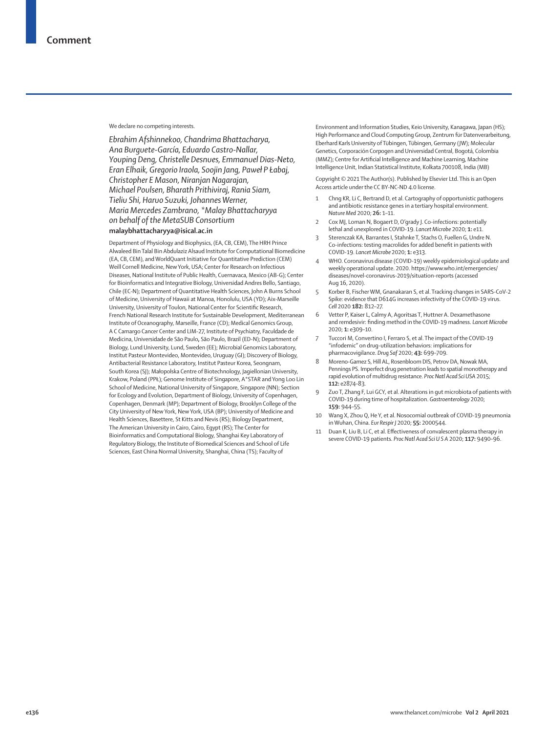We declare no competing interests.

*Ebrahim Afshinnekoo, Chandrima Bhattacharya, Ana Burguete-García, Eduardo Castro-Nallar, Youping Deng, Christelle Desnues, Emmanuel Dias-Neto, Eran Elhaik, Gregorio Iraola, Soojin Jang, Paweł P Łabaj, Christopher E Mason, Niranjan Nagarajan, Michael Poulsen, Bharath Prithiviraj, Rania Siam, Tieliu Shi, Haruo Suzuki, Johannes Werner, Maria Mercedes Zambrano, \*Malay Bhattacharyya on behalf of the MetaSUB Consortium*

**malaybhattacharyya@isical.ac.in**

Department of Physiology and Biophysics, (EA, CB, CEM), The HRH Prince Alwaleed Bin Talal Bin Abdulaziz Alsaud Institute for Computational Biomedicine (EA, CB, CEM), and WorldQuant Initiative for Quantitative Prediction (CEM) Weill Cornell Medicine, New York, USA; Center for Research on Infectious Diseases, National Institute of Public Health, Cuernavaca, Mexico (AB-G); Center for Bioinformatics and Integrative Biology, Universidad Andres Bello, Santiago, Chile (EC-N); Department of Quantitative Health Sciences, John A Burns School of Medicine, University of Hawaii at Manoa, Honolulu, USA (YD); Aix-Marseille University, University of Toulon, National Center for Scientific Research, French National Research Institute for Sustainable Development, Mediterranean Institute of Oceanography, Marseille, France (CD); Medical Genomics Group, A C Camargo Cancer Center and LIM-27, Institute of Psychiatry, Faculdade de Medicina, Universidade de São Paulo, São Paulo, Brazil (ED-N); Department of Biology, Lund University, Lund, Sweden (EE); Microbial Genomics Laboratory, Institut Pasteur Montevideo, Montevideo, Uruguay (GI); Discovery of Biology, Antibacterial Resistance Laboratory, Institut Pasteur Korea, Seongnam, South Korea (SJ); Małopolska Centre of Biotechnology, Jagiellonian University, Krakow, Poland (PPŁ); Genome Institute of Singapore, A\*STAR and Yong Loo Lin School of Medicine, National University of Singapore, Singapore (NN); Section for Ecology and Evolution, Department of Biology, University of Copenhagen, Copenhagen, Denmark (MP); Department of Biology, Brooklyn College of the City University of New York, New York, USA (BP); University of Medicine and Health Sciences, Basettere, St Kitts and Nevis (RS); Biology Department, The American University in Cairo, Cairo, Egypt (RS); The Center for Bioinformatics and Computational Biology, Shanghai Key Laboratory of Regulatory Biology, the Institute of Biomedical Sciences and School of Life Sciences, East China Normal University, Shanghai, China (TS); Faculty of Environment and Information Studies, Keio University, Kanagawa, Japan (HS); High Performance and Cloud Computing Group, Zentrum für Datenverarbeitung, Eberhard Karls University of Tübingen, Tübingen, Germany (JW); Molecular Genetics, Corporación Corpogen and Universidad Central, Bogotá, Colombia (MMZ); Centre for Artificial Intelligence and Machine Learning, Machine Intelligence Unit, Indian Statistical Institute, Kolkata 700108, India (MB)

Copyright © 2021 The Author(s). Published by Elsevier Ltd. This is an Open Access article under the CC BY-NC-ND 4.0 license.

1. Chng KR, Li C, Bertrand D, et al. Cartography of opportunistic pathogens and antibiotic resistance genes in a tertiary hospital environment. *Nature Med* 2020; **26:** 1–11.
2. Cox MJ, Loman N, Bogaert D, O'grady J. Co-infections: potentially lethal and unexplored in COVID-19. *Lancet Microbe* 2020; **1:** e11.
3. Sterenczak KA, Barrantes I, Stahnke T, Stachs O, Fuellen G, Undre N. Co-infections: testing macrolides for added benefit in patients with COVID-19. *Lancet Microbe* 2020; **1:** e313.
4. WHO. Coronavirus disease (COVID-19) weekly epidemiological update and weekly operational update. 2020. https://www.who.int/emergencies/diseases/novel-coronavirus-2019/situation-reports (accessed Aug 16, 2020).
5. Korber B, Fischer WM, Gnanakaran S, et al. Tracking changes in SARS-CoV-2 Spike: evidence that D614G increases infectivity of the COVID-19 virus. *Cell* 2020 **182:** 812–27.
6. Vetter P, Kaiser L, Calmy A, Agoritsas T, Huttner A. Dexamethasone and remdesivir: finding method in the COVID-19 madness. *Lancet Microbe* 2020; **1:** e309–10.
7. Tuccori M, Convertino I, Ferraro S, et al. The impact of the COVID-19 "infodemic" on drug-utilization behaviors: implications for pharmacovigilance. *Drug Saf* 2020; **43:** 699–709.
8. Moreno-Gamez S, Hill AL, Rosenbloom DIS, Petrov DA, Nowak MA, Pennings PS. Imperfect drug penetration leads to spatial monotherapy and rapid evolution of multidrug resistance. *Proc Natl Acad Sci USA* 2015; **112:** e2874–83.
9. Zuo T, Zhang F, Lui GCY, et al. Alterations in gut microbiota of patients with COVID-19 during time of hospitalization. *Gastroenterology* 2020; **159:** 944–55.
10. Wang X, Zhou Q, He Y, et al. Nosocomial outbreak of COVID-19 pneumonia in Wuhan, China. *Eur Respir J* 2020; **55:** 2000544.
11. Duan K, Liu B, Li C, et al. Effectiveness of convalescent plasma therapy in severe COVID-19 patients. *Proc Natl Acad Sci U S A* 2020; **117:** 9490–96.